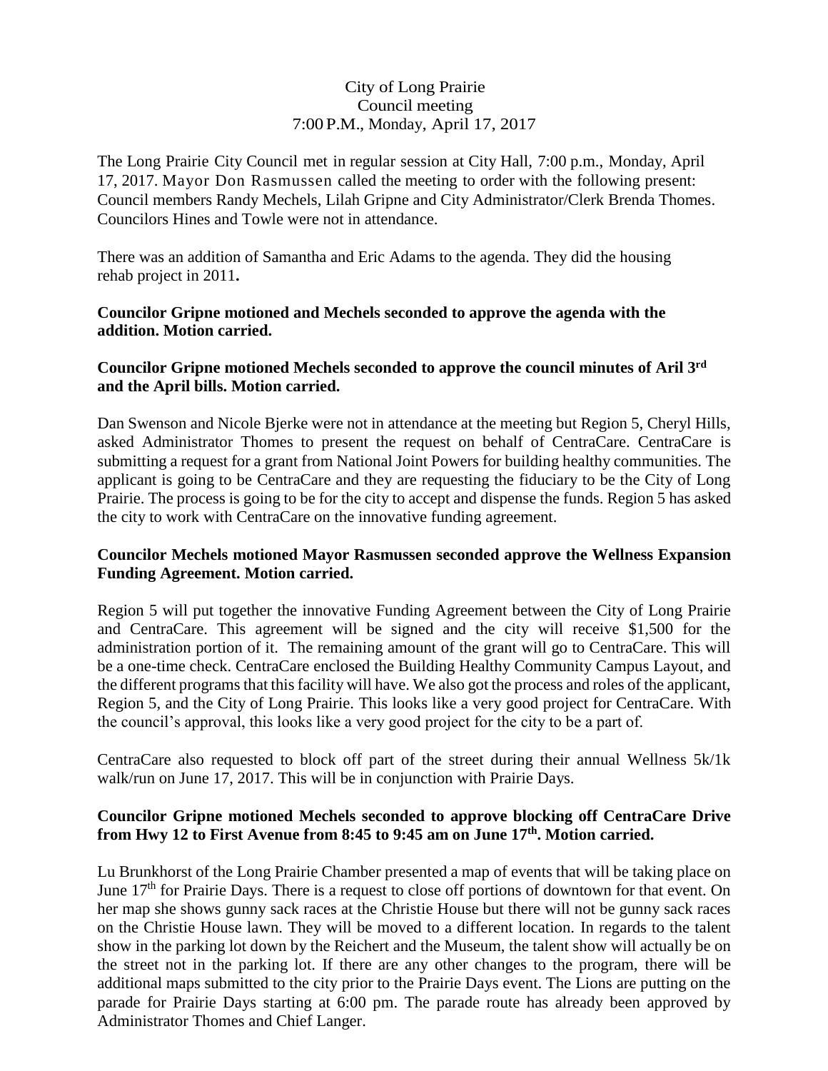City of Long Prairie
Council meeting
7:00 P.M., Monday, April 17, 2017

The Long Prairie City Council met in regular session at City Hall, 7:00 p.m., Monday, April 17, 2017. Mayor Don Rasmussen called the meeting to order with the following present: Council members Randy Mechels, Lilah Gripne and City Administrator/Clerk Brenda Thomes. Councilors Hines and Towle were not in attendance.

There was an addition of Samantha and Eric Adams to the agenda. They did the housing rehab project in 2011**.**

**Councilor Gripne motioned and Mechels seconded to approve the agenda with the addition. Motion carried.**

**Councilor Gripne motioned Mechels seconded to approve the council minutes of Aril 3rd and the April bills. Motion carried.**

Dan Swenson and Nicole Bjerke were not in attendance at the meeting but Region 5, Cheryl Hills, asked Administrator Thomes to present the request on behalf of CentraCare. CentraCare is submitting a request for a grant from National Joint Powers for building healthy communities. The applicant is going to be CentraCare and they are requesting the fiduciary to be the City of Long Prairie. The process is going to be for the city to accept and dispense the funds. Region 5 has asked the city to work with CentraCare on the innovative funding agreement.

**Councilor Mechels motioned Mayor Rasmussen seconded approve the Wellness Expansion Funding Agreement. Motion carried.**

Region 5 will put together the innovative Funding Agreement between the City of Long Prairie and CentraCare. This agreement will be signed and the city will receive $1,500 for the administration portion of it. The remaining amount of the grant will go to CentraCare. This will be a one-time check. CentraCare enclosed the Building Healthy Community Campus Layout, and the different programs that this facility will have. We also got the process and roles of the applicant, Region 5, and the City of Long Prairie. This looks like a very good project for CentraCare. With the council's approval, this looks like a very good project for the city to be a part of.

CentraCare also requested to block off part of the street during their annual Wellness 5k/1k walk/run on June 17, 2017. This will be in conjunction with Prairie Days.

**Councilor Gripne motioned Mechels seconded to approve blocking off CentraCare Drive from Hwy 12 to First Avenue from 8:45 to 9:45 am on June 17th. Motion carried.**

Lu Brunkhorst of the Long Prairie Chamber presented a map of events that will be taking place on June 17th for Prairie Days. There is a request to close off portions of downtown for that event. On her map she shows gunny sack races at the Christie House but there will not be gunny sack races on the Christie House lawn. They will be moved to a different location. In regards to the talent show in the parking lot down by the Reichert and the Museum, the talent show will actually be on the street not in the parking lot. If there are any other changes to the program, there will be additional maps submitted to the city prior to the Prairie Days event. The Lions are putting on the parade for Prairie Days starting at 6:00 pm. The parade route has already been approved by Administrator Thomes and Chief Langer.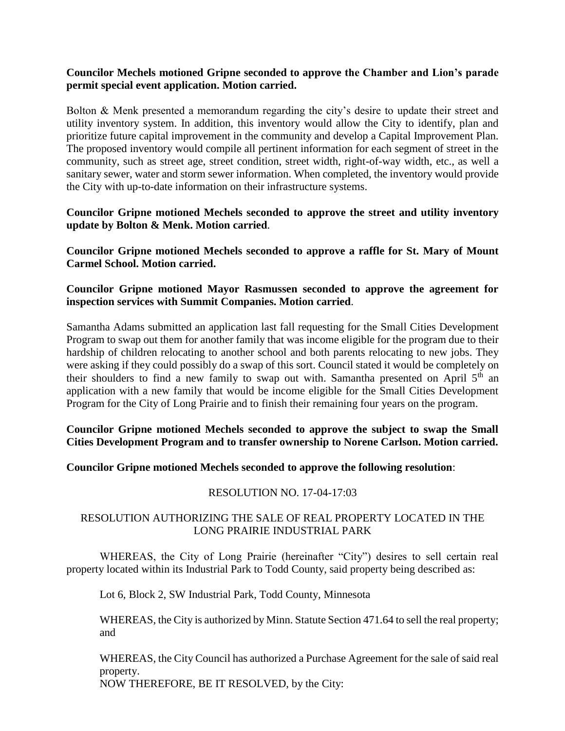**Councilor Mechels motioned Gripne seconded to approve the Chamber and Lion's parade permit special event application. Motion carried.**

Bolton & Menk presented a memorandum regarding the city's desire to update their street and utility inventory system. In addition, this inventory would allow the City to identify, plan and prioritize future capital improvement in the community and develop a Capital Improvement Plan. The proposed inventory would compile all pertinent information for each segment of street in the community, such as street age, street condition, street width, right-of-way width, etc., as well a sanitary sewer, water and storm sewer information. When completed, the inventory would provide the City with up-to-date information on their infrastructure systems.

**Councilor Gripne motioned Mechels seconded to approve the street and utility inventory update by Bolton & Menk. Motion carried**.

**Councilor Gripne motioned Mechels seconded to approve a raffle for St. Mary of Mount Carmel School. Motion carried.**

**Councilor Gripne motioned Mayor Rasmussen seconded to approve the agreement for inspection services with Summit Companies. Motion carried**.

Samantha Adams submitted an application last fall requesting for the Small Cities Development Program to swap out them for another family that was income eligible for the program due to their hardship of children relocating to another school and both parents relocating to new jobs. They were asking if they could possibly do a swap of this sort. Council stated it would be completely on their shoulders to find a new family to swap out with. Samantha presented on April 5th an application with a new family that would be income eligible for the Small Cities Development Program for the City of Long Prairie and to finish their remaining four years on the program.

**Councilor Gripne motioned Mechels seconded to approve the subject to swap the Small Cities Development Program and to transfer ownership to Norene Carlson. Motion carried.**

**Councilor Gripne motioned Mechels seconded to approve the following resolution**:

RESOLUTION NO. 17-04-17:03

RESOLUTION AUTHORIZING THE SALE OF REAL PROPERTY LOCATED IN THE LONG PRAIRIE INDUSTRIAL PARK

WHEREAS, the City of Long Prairie (hereinafter "City") desires to sell certain real property located within its Industrial Park to Todd County, said property being described as:

Lot 6, Block 2, SW Industrial Park, Todd County, Minnesota

WHEREAS, the City is authorized by Minn. Statute Section 471.64 to sell the real property; and

WHEREAS, the City Council has authorized a Purchase Agreement for the sale of said real property.

NOW THEREFORE, BE IT RESOLVED, by the City: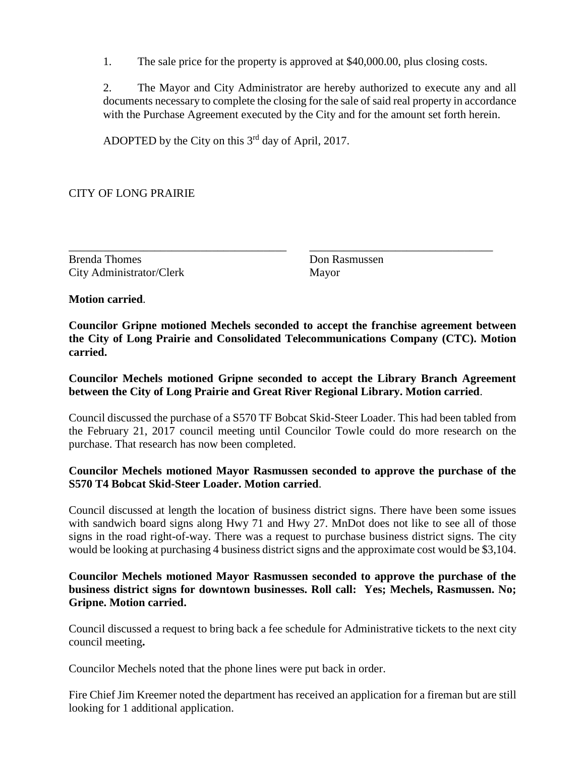1. The sale price for the property is approved at $40,000.00, plus closing costs.

2. The Mayor and City Administrator are hereby authorized to execute any and all documents necessary to complete the closing for the sale of said real property in accordance with the Purchase Agreement executed by the City and for the amount set forth herein.

ADOPTED by the City on this 3rd day of April, 2017.

CITY OF LONG PRAIRIE

\_\_\_\_\_\_\_\_\_\_\_\_\_\_\_\_\_\_\_\_\_\_\_\_\_\_\_\_\_\_\_\_\_\_\_\_\_\_ \_\_\_\_\_\_\_\_\_\_\_\_\_\_\_\_\_\_\_\_\_\_\_\_\_\_\_\_\_\_\_\_\_\_\_\_

Brenda Thomes  
City Administrator/Clerk

Don Rasmussen  
Mayor

**Motion carried**.

**Councilor Gripne motioned Mechels seconded to accept the franchise agreement between the City of Long Prairie and Consolidated Telecommunications Company (CTC). Motion carried.**

**Councilor Mechels motioned Gripne seconded to accept the Library Branch Agreement between the City of Long Prairie and Great River Regional Library. Motion carried**.

Council discussed the purchase of a S570 TF Bobcat Skid-Steer Loader. This had been tabled from the February 21, 2017 council meeting until Councilor Towle could do more research on the purchase. That research has now been completed.

**Councilor Mechels motioned Mayor Rasmussen seconded to approve the purchase of the S570 T4 Bobcat Skid-Steer Loader. Motion carried**.

Council discussed at length the location of business district signs. There have been some issues with sandwich board signs along Hwy 71 and Hwy 27. MnDot does not like to see all of those signs in the road right-of-way. There was a request to purchase business district signs. The city would be looking at purchasing 4 business district signs and the approximate cost would be $3,104.

**Councilor Mechels motioned Mayor Rasmussen seconded to approve the purchase of the business district signs for downtown businesses. Roll call: Yes; Mechels, Rasmussen. No; Gripne. Motion carried.**

Council discussed a request to bring back a fee schedule for Administrative tickets to the next city council meeting**.**

Councilor Mechels noted that the phone lines were put back in order.

Fire Chief Jim Kreemer noted the department has received an application for a fireman but are still looking for 1 additional application.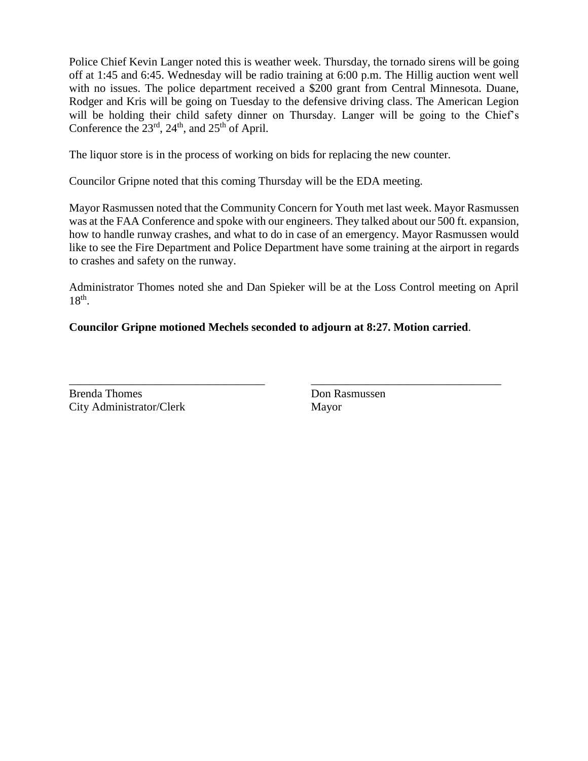Police Chief Kevin Langer noted this is weather week. Thursday, the tornado sirens will be going off at 1:45 and 6:45. Wednesday will be radio training at 6:00 p.m. The Hillig auction went well with no issues. The police department received a $200 grant from Central Minnesota. Duane, Rodger and Kris will be going on Tuesday to the defensive driving class. The American Legion will be holding their child safety dinner on Thursday. Langer will be going to the Chief's Conference the 23rd, 24th, and 25th of April.

The liquor store is in the process of working on bids for replacing the new counter.

Councilor Gripne noted that this coming Thursday will be the EDA meeting.

Mayor Rasmussen noted that the Community Concern for Youth met last week. Mayor Rasmussen was at the FAA Conference and spoke with our engineers. They talked about our 500 ft. expansion, how to handle runway crashes, and what to do in case of an emergency. Mayor Rasmussen would like to see the Fire Department and Police Department have some training at the airport in regards to crashes and safety on the runway.

Administrator Thomes noted she and Dan Spieker will be at the Loss Control meeting on April 18th.

**Councilor Gripne motioned Mechels seconded to adjourn at 8:27. Motion carried**.

\_\_\_\_\_\_\_\_\_\_\_\_\_\_\_\_\_\_\_\_\_\_\_\_\_\_\_\_\_\_\_\_\_\_
Brenda Thomes
City Administrator/Clerk

\_\_\_\_\_\_\_\_\_\_\_\_\_\_\_\_\_\_\_\_\_\_\_\_\_\_\_\_\_\_\_\_\_\_
Don Rasmussen
Mayor